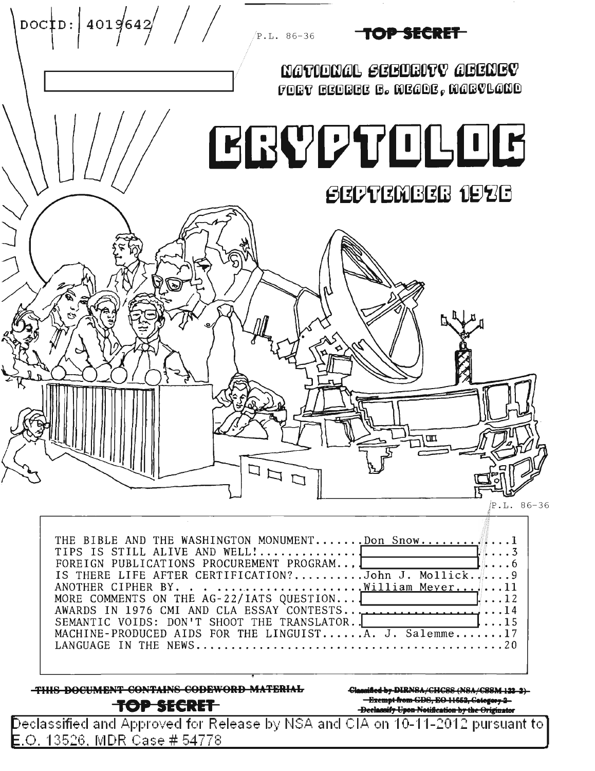DOCID: 4019642

P.L. 86-36

~~TOP SECRET~~

NATIONAL SECURITY AGENCY
FORT GEORGE G. MEADE, MARYLAND

# CRYPTOLOG

## SEPTEMBER 1976

P.L. 86-36

THE BIBLE AND THE WASHINGTON MONUMENT.......Don Snow............1
TIPS IS STILL ALIVE AND WELL!.............[ ]....3
FOREIGN PUBLICATIONS PROCUREMENT PROGRAM...[ ]....6
IS THERE LIFE AFTER CERTIFICATION?.........John J. Mollick......9
ANOTHER CIPHER BY. . . ....................William Meyer.......11
MORE COMMENTS ON THE AG-22/IATS QUESTION...[ ]....12
AWARDS IN 1976 CMI AND CLA ESSAY CONTESTS..........................14
SEMANTIC VOIDS: DON'T SHOOT THE TRANSLATOR..[ ]...15
MACHINE-PRODUCED AIDS FOR THE LINGUIST......A. J. Salemme.......17
LANGUAGE IN THE NEWS.............................................20

~~THIS DOCUMENT CONTAINS CODEWORD MATERIAL~~

~~TOP SECRET~~

~~Classified by DIRNSA/CHCSS (NSA/CSSM 123-2)~~
~~Exempt from GDS, EO 11652, Category 2~~
~~Declassify Upon Notification by the Originator~~

Declassified and Approved for Release by NSA and CIA on 10-11-2012 pursuant to E.O. 13526, MDR Case # 54778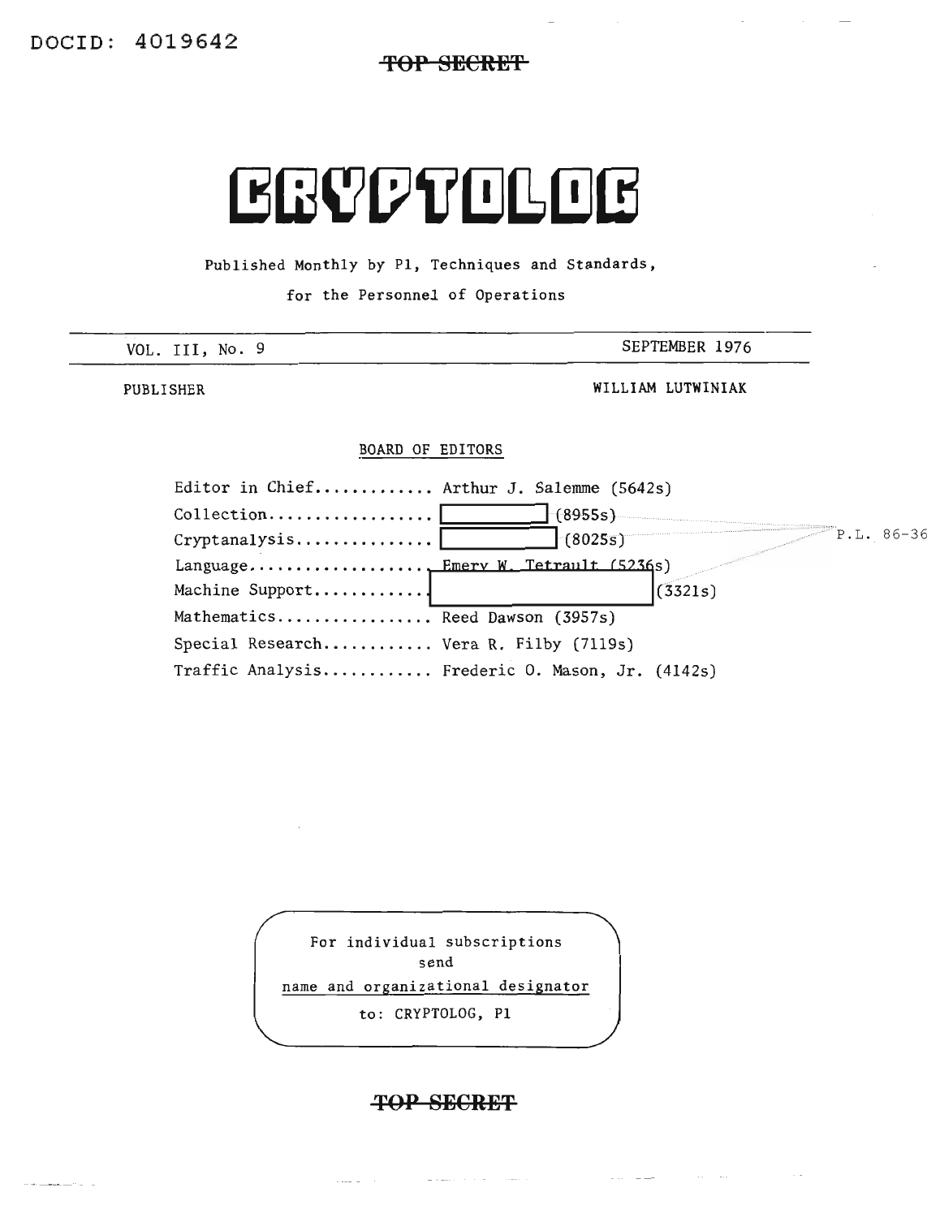DOCID: 4019642

~~TOP SECRET~~

# CRYPTOLOG

Published Monthly by P1, Techniques and Standards,

for the Personnel of Operations

| VOL. III, No. 9 | SEPTEMBER 1976 |
|---|---|

PUBLISHER WILLIAM LUTWINIAK

BOARD OF EDITORS

Editor in Chief............ Arthur J. Salemme (5642s)
Collection................. [ ] (8955s)
Cryptanalysis.............. [ ] (8025s)
Language................... Emery W. Tetrault (5236s)
Machine Support............ [ ] (3321s)
Mathematics................ Reed Dawson (3957s)
Special Research........... Vera R. Filby (7119s)
Traffic Analysis........... Frederic O. Mason, Jr. (4142s)

P.L. 86-36

For individual subscriptions
send
name and organizational designator
to: CRYPTOLOG, P1

~~TOP SECRET~~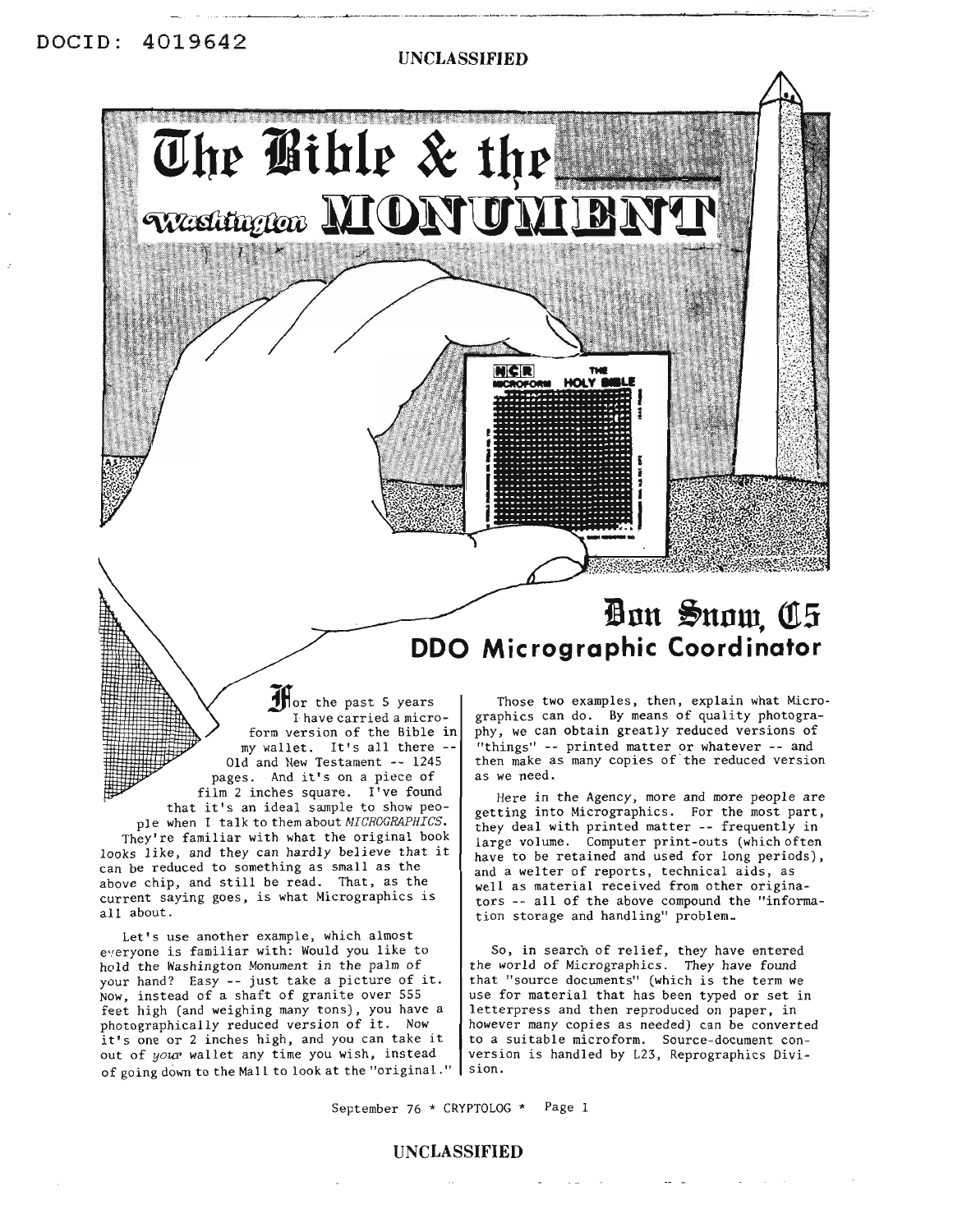# The Bible & the Washington MONUMENT

## Don Snow, C5
## DDO Micrographic Coordinator

For the past 5 years I have carried a microform version of the Bible in my wallet. It's all there -- Old and New Testament -- 1245 pages. And it's on a piece of film 2 inches square. I've found that it's an ideal sample to show people when I talk to them about *MICROGRAPHICS*. They're familiar with what the original book looks like, and they can hardly believe that it can be reduced to something as small as the above chip, and still be read. That, as the current saying goes, is what Micrographics is all about.

Let's use another example, which almost everyone is familiar with: Would you like to hold the Washington Monument in the palm of your hand? Easy -- just take a picture of it. Now, instead of a shaft of granite over 555 feet high (and weighing many tons), you have a photographically reduced version of it. Now it's one or 2 inches high, and you can take it out of *your* wallet any time you wish, instead of going down to the Mall to look at the "original."

Those two examples, then, explain what Micrographics can do. By means of quality photography, we can obtain greatly reduced versions of "things" -- printed matter or whatever -- and then make as many copies of the reduced version as we need.

Here in the Agency, more and more people are getting into Micrographics. For the most part, they deal with printed matter -- frequently in large volume. Computer print-outs (which often have to be retained and used for long periods), and a welter of reports, technical aids, as well as material received from other originators -- all of the above compound the "information storage and handling" problem.

So, in search of relief, they have entered the world of Micrographics. They have found that "source documents" (which is the term we use for material that has been typed or set in letterpress and then reproduced on paper, in however many copies as needed) can be converted to a suitable microform. Source-document conversion is handled by L23, Reprographics Division.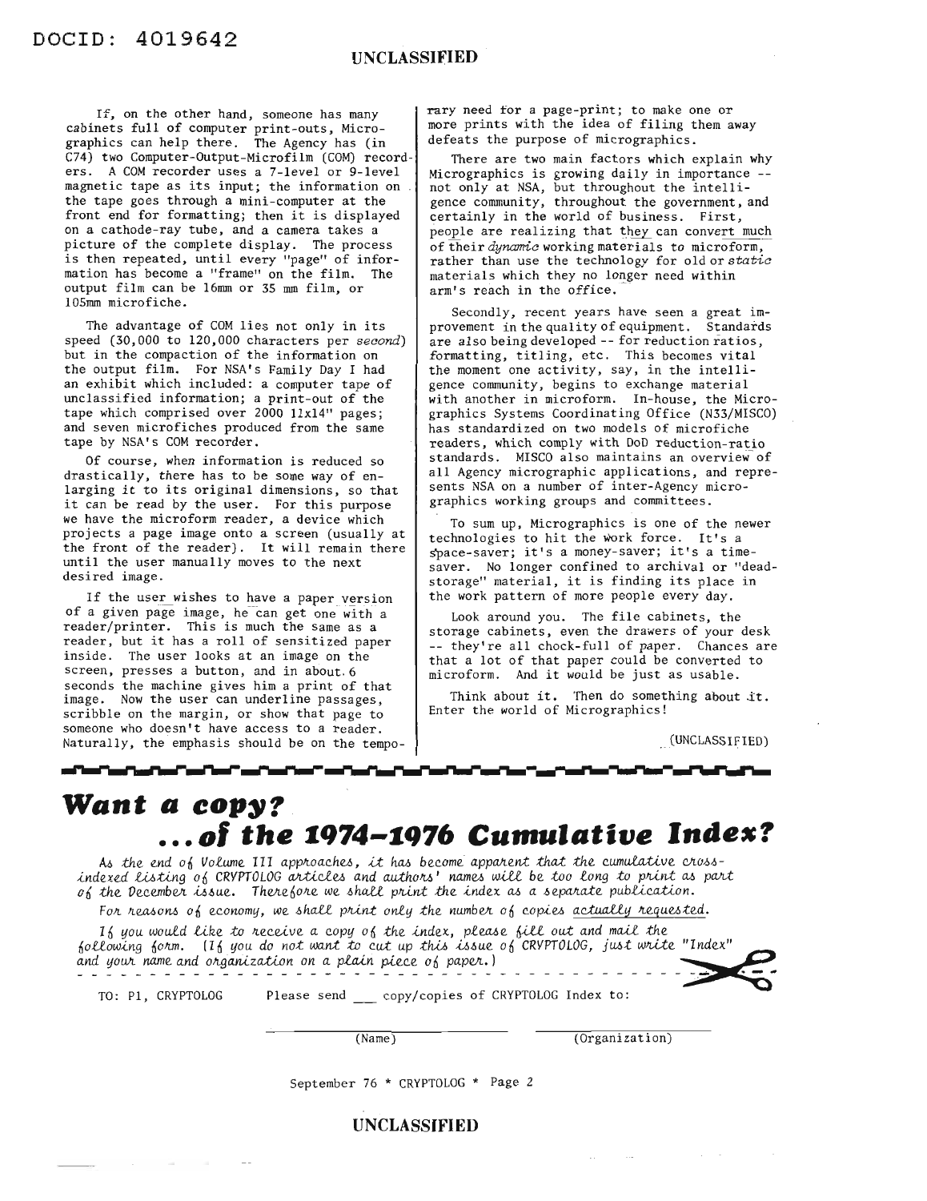If, on the other hand, someone has many cabinets full of computer print-outs, Micrographics can help there. The Agency has (in C74) two Computer-Output-Microfilm (COM) recorders. A COM recorder uses a 7-level or 9-level magnetic tape as its input; the information on the tape goes through a mini-computer at the front end for formatting; then it is displayed on a cathode-ray tube, and a camera takes a picture of the complete display. The process is then repeated, until every "page" of information has become a "frame" on the film. The output film can be 16mm or 35 mm film, or 105mm microfiche.

The advantage of COM lies not only in its speed (30,000 to 120,000 characters per *second*) but in the compaction of the information on the output film. For NSA's Family Day I had an exhibit which included: a computer tape of unclassified information; a print-out of the tape which comprised over 2000 11x14" pages; and seven microfiches produced from the same tape by NSA's COM recorder.

Of course, when information is reduced so drastically, there has to be some way of enlarging it to its original dimensions, so that it can be read by the user. For this purpose we have the microform reader, a device which projects a page image onto a screen (usually at the front of the reader). It will remain there until the user manually moves to the next desired image.

If the user wishes to have a paper version of a given page image, he can get one with a reader/printer. This is much the same as a reader, but it has a roll of sensitized paper inside. The user looks at an image on the screen, presses a button, and in about 6 seconds the machine gives him a print of that image. Now the user can underline passages, scribble on the margin, or show that page to someone who doesn't have access to a reader. Naturally, the emphasis should be on the temporary need for a page-print; to make one or more prints with the idea of filing them away defeats the purpose of micrographics.

There are two main factors which explain why Micrographics is growing daily in importance -- not only at NSA, but throughout the intelligence community, throughout the government, and certainly in the world of business. First, people are realizing that they can convert much of their *dynamic* working materials to microform, rather than use the technology for old or *static* materials which they no longer need within arm's reach in the office.

Secondly, recent years have seen a great improvement in the quality of equipment. Standards are also being developed -- for reduction ratios, formatting, titling, etc. This becomes vital the moment one activity, say, in the intelligence community, begins to exchange material with another in microform. In-house, the Micrographics Systems Coordinating Office (N33/MISCO) has standardized on two models of microfiche readers, which comply with DoD reduction-ratio standards. MISCO also maintains an overview of all Agency micrographic applications, and represents NSA on a number of inter-Agency micrographics working groups and committees.

To sum up, Micrographics is one of the newer technologies to hit the work force. It's a space-saver; it's a money-saver; it's a time-saver. No longer confined to archival or "dead-storage" material, it is finding its place in the work pattern of more people every day.

Look around you. The file cabinets, the storage cabinets, even the drawers of your desk -- they're all chock-full of paper. Chances are that a lot of that paper could be converted to microform. And it would be just as usable.

Think about it. Then do something about it. Enter the world of Micrographics!

(UNCLASSIFIED)

# *Want a copy? ...of the 1974-1976 Cumulative Index?*

*As the end of Volume III approaches, it has become apparent that the cumulative cross-indexed listing of CRYPTOLOG articles and authors' names will be too long to print as part of the December issue. Therefore we shall print the index as a separate publication.*

*For reasons of economy, we shall print only the number of copies actually requested.*

*If you would like to receive a copy of the index, please fill out and mail the following form. (If you do not want to cut up this issue of CRYPTOLOG, just write "Index" and your name and organization on a plain piece of paper.)*

TO: P1, CRYPTOLOG Please send ___ copy/copies of CRYPTOLOG Index to:

\_\_\_\_\_\_\_\_\_\_\_\_\_\_\_\_ (Name) \_\_\_\_\_\_\_\_\_\_\_\_\_\_\_\_ (Organization)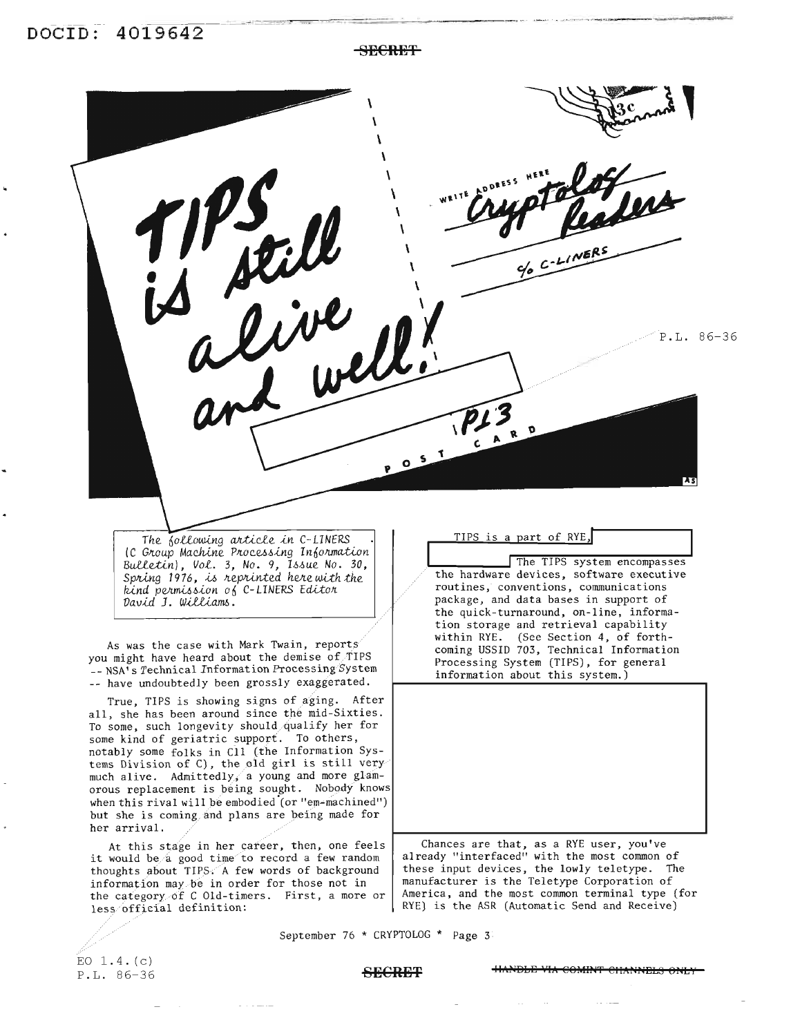DOCID: 4019642

SECRET

# TIPS is still alive and well!

WRITE ADDRESS HERE Cryptolog Readers c/o C-LINERS

P.L. 86-36

PL 3

POST CARD

*The following article in C-LINERS (C Group Machine Processing Information Bulletin), Vol. 3, No. 9, Issue No. 30, Spring 1976, is reprinted here with the kind permission of C-LINERS Editor David J. Williams.*

As was the case with Mark Twain, reports you might have heard about the demise of TIPS -- NSA's Technical Information Processing System -- have undoubtedly been grossly exaggerated.

True, TIPS is showing signs of aging. After all, she has been around since the mid-Sixties. To some, such longevity should qualify her for some kind of geriatric support. To others, notably some folks in C11 (the Information Systems Division of C), the old girl is still very much alive. Admittedly, a young and more glamorous replacement is being sought. Nobody knows when this rival will be embodied (or "em-machined") but she is coming and plans are being made for her arrival.

At this stage in her career, then, one feels it would be a good time to record a few random thoughts about TIPS. A few words of background information may be in order for those not in the category of C Old-timers. First, a more or less official definition:

TIPS is a part of RYE, [ ] The TIPS system encompasses the hardware devices, software executive routines, conventions, communications package, and data bases in support of the quick-turnaround, on-line, information storage and retrieval capability within RYE. (See Section 4, of forthcoming USSID 703, Technical Information Processing System (TIPS), for general information about this system.)

[ ]

Chances are that, as a RYE user, you've already "interfaced" with the most common of these input devices, the lowly teletype. The manufacturer is the Teletype Corporation of America, and the most common terminal type (for RYE) is the ASR (Automatic Send and Receive)

EO 1.4.(c)
P.L. 86-36

SECRET

HANDLE VIA COMINT CHANNELS ONLY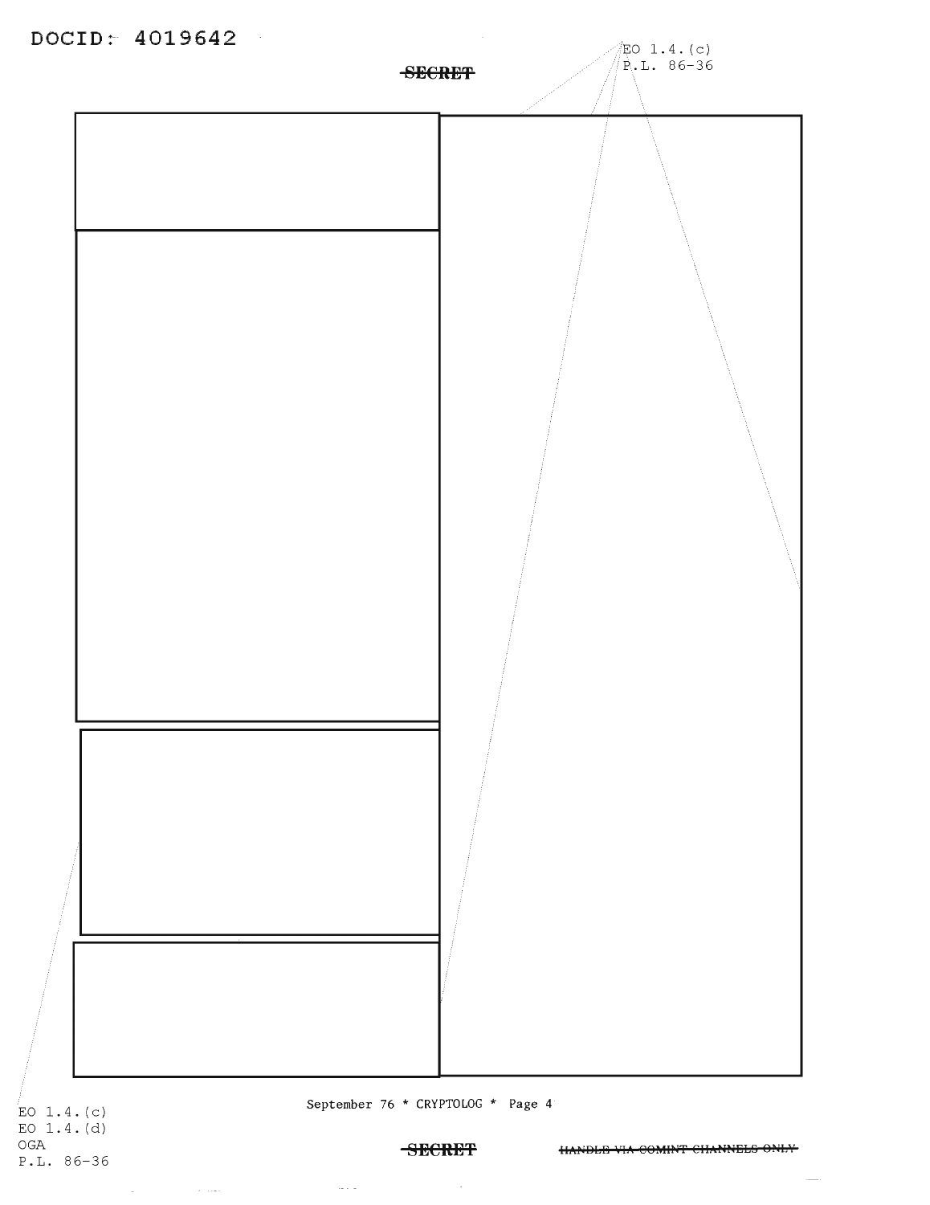DOCID: 4019642

SECRET

EO 1.4.(c)
P.L. 86-36

EO 1.4.(c)
EO 1.4.(d)
OGA
P.L. 86-36

SECRET HANDLE VIA COMINT CHANNELS ONLY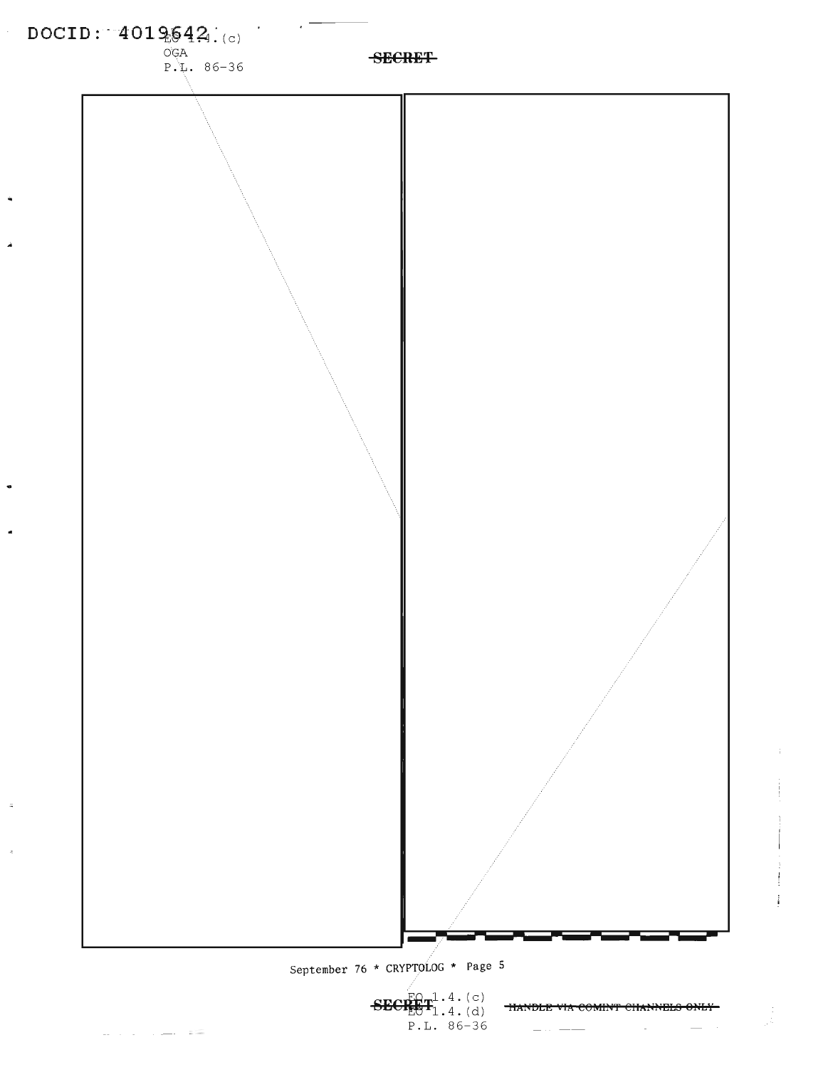EO 1.4.(c)
OGA
P.L. 86-36

EO 1.4.(c)
EO 1.4.(d)
P.L. 86-36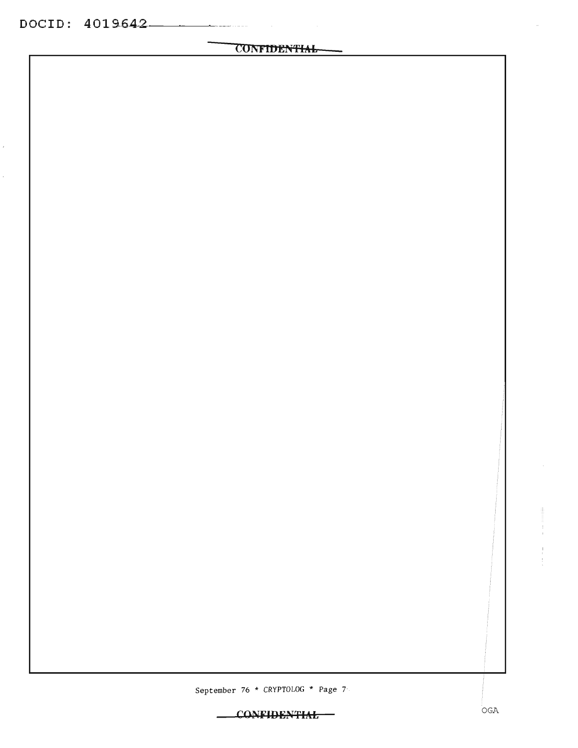OGA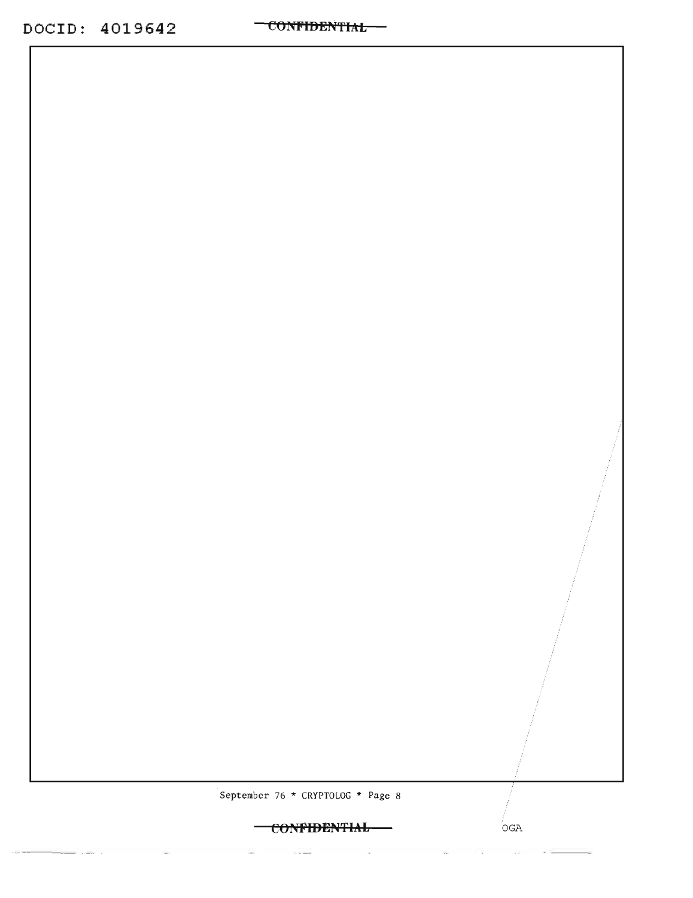OGA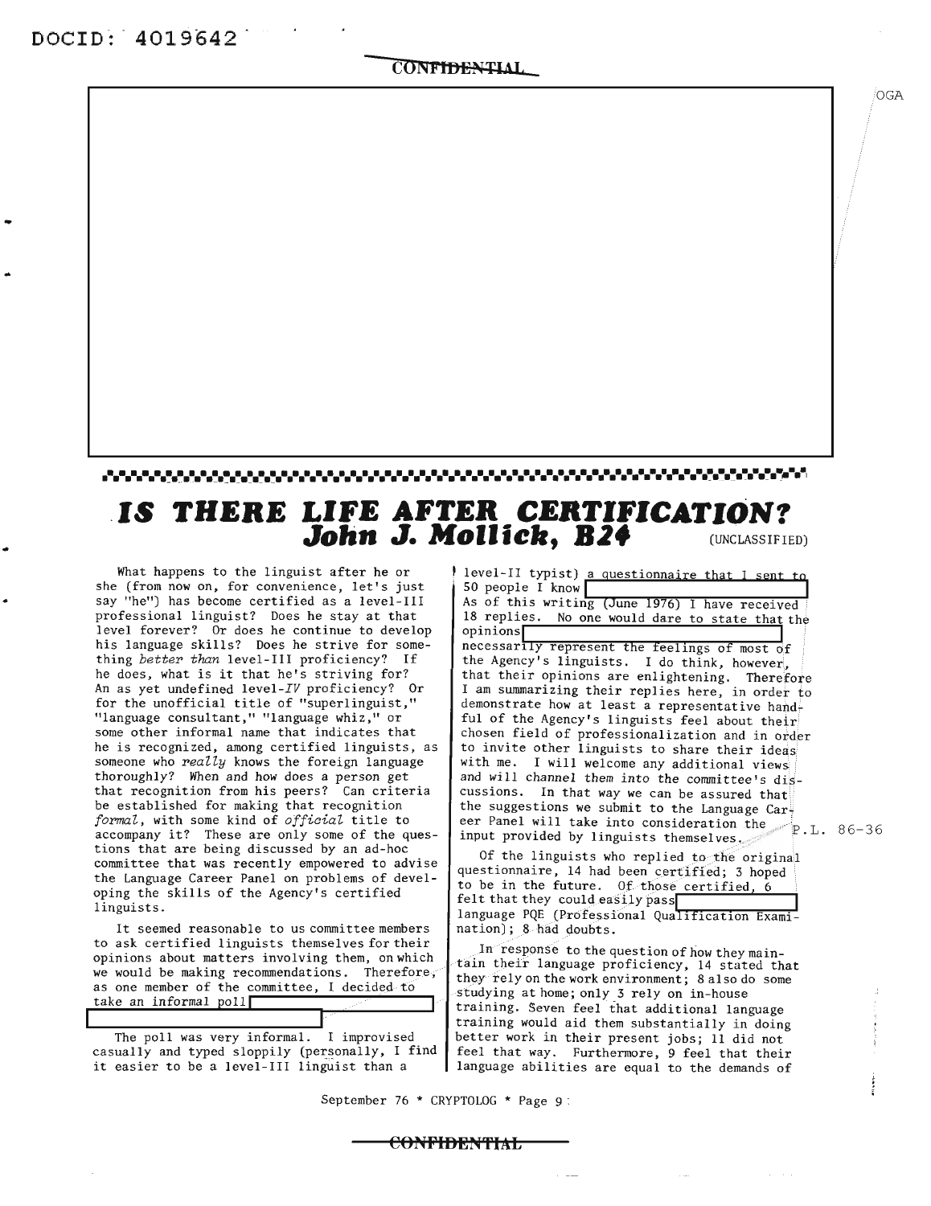# IS THERE LIFE AFTER CERTIFICATION?

## John J. Mollick, B24

(UNCLASSIFIED)

What happens to the linguist after he or she (from now on, for convenience, let's just say "he") has become certified as a level-III professional linguist? Does he stay at that level forever? Or does he continue to develop his language skills? Does he strive for something *better than* level-III proficiency? If he does, what is it that he's striving for? An as yet undefined level-*IV* proficiency? Or for the unofficial title of "superlinguist," "language consultant," "language whiz," or some other informal name that indicates that he is recognized, among certified linguists, as someone who *really* knows the foreign language thoroughly? When and how does a person get that recognition from his peers? Can criteria be established for making that recognition *formal*, with some kind of *official* title to accompany it? These are only some of the questions that are being discussed by an ad-hoc committee that was recently empowered to advise the Language Career Panel on problems of developing the skills of the Agency's certified linguists.

It seemed reasonable to us committee members to ask certified linguists themselves for their opinions about matters involving them, on which we would be making recommendations. Therefore, as one member of the committee, I decided to take an informal poll [REDACTED]

The poll was very informal. I improvised casually and typed sloppily (personally, I find it easier to be a level-III linguist than a level-II typist) a questionnaire that I sent to 50 people I know [REDACTED] As of this writing (June 1976) I have received 18 replies. No one would dare to state that the opinions [REDACTED] necessarily represent the feelings of most of the Agency's linguists. I do think, however, that their opinions are enlightening. Therefore I am summarizing their replies here, in order to demonstrate how at least a representative handful of the Agency's linguists feel about their chosen field of professionalization and in order to invite other linguists to share their ideas with me. I will welcome any additional views and will channel them into the committee's discussions. In that way we can be assured that the suggestions we submit to the Language Career Panel will take into consideration the input provided by linguists themselves.

Of the linguists who replied to the original questionnaire, 14 had been certified; 3 hoped to be in the future. Of those certified, 6 felt that they could easily pass [REDACTED] language PQE (Professional Qualification Examination); 8 had doubts.

In response to the question of how they maintain their language proficiency, 14 stated that they rely on the work environment; 8 also do some studying at home; only 3 rely on in-house training. Seven feel that additional language training would aid them substantially in doing better work in their present jobs; 11 did not feel that way. Furthermore, 9 feel that their language abilities are equal to the demands of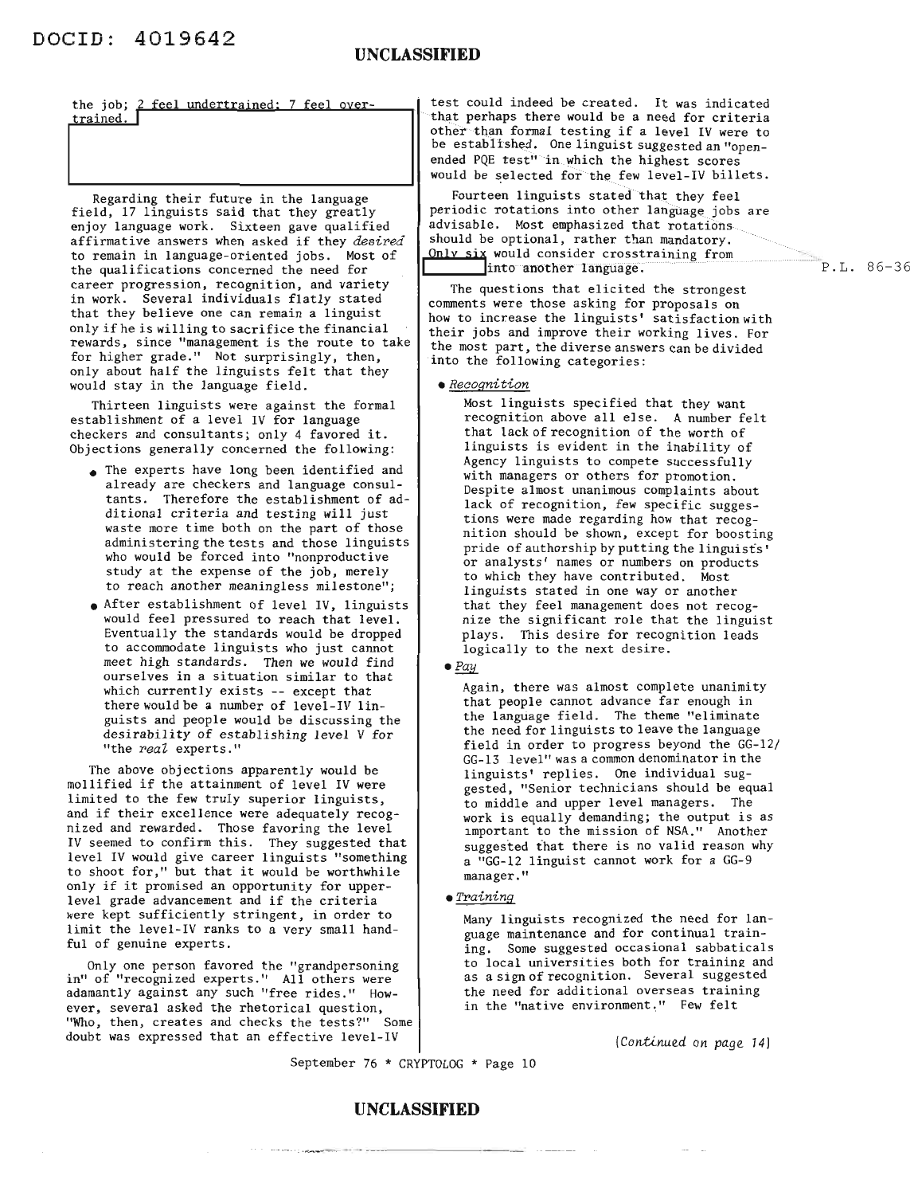the job; 2 feel undertrained; 7 feel overtrained.

Regarding their future in the language field, 17 linguists said that they greatly enjoy language work. Sixteen gave qualified affirmative answers when asked if they *desired* to remain in language-oriented jobs. Most of the qualifications concerned the need for career progression, recognition, and variety in work. Several individuals flatly stated that they believe one can remain a linguist only if he is willing to sacrifice the financial rewards, since "management is the route to take for higher grade." Not surprisingly, then, only about half the linguists felt that they would stay in the language field.

Thirteen linguists were against the formal establishment of a level IV for language checkers and consultants; only 4 favored it. Objections generally concerned the following:

- The experts have long been identified and already are checkers and language consultants. Therefore the establishment of additional criteria and testing will just waste more time both on the part of those administering the tests and those linguists who would be forced into "nonproductive study at the expense of the job, merely to reach another meaningless milestone";
- After establishment of level IV, linguists would feel pressured to reach that level. Eventually the standards would be dropped to accommodate linguists who just cannot meet high standards. Then we would find ourselves in a situation similar to that which currently exists -- except that there would be a number of level-IV linguists and people would be discussing the desirability of establishing level V for "the *real* experts."

The above objections apparently would be mollified if the attainment of level IV were limited to the few truly superior linguists, and if their excellence were adequately recognized and rewarded. Those favoring the level IV seemed to confirm this. They suggested that level IV would give career linguists "something to shoot for," but that it would be worthwhile only if it promised an opportunity for upper-level grade advancement and if the criteria were kept sufficiently stringent, in order to limit the level-IV ranks to a very small handful of genuine experts.

Only one person favored the "grandpersoning in" of "recognized experts." All others were adamantly against any such "free rides." However, several asked the rhetorical question, "Who, then, creates and checks the tests?" Some doubt was expressed that an effective level-IV test could indeed be created. It was indicated that perhaps there would be a need for criteria other than formal testing if a level IV were to be established. One linguist suggested an "open-ended PQE test" in which the highest scores would be selected for the few level-IV billets.

Fourteen linguists stated that they feel periodic rotations into other language jobs are advisable. Most emphasized that rotations should be optional, rather than mandatory. Only six would consider crosstraining from [ ] into another language.

P.L. 86-36

The questions that elicited the strongest comments were those asking for proposals on how to increase the linguists' satisfaction with their jobs and improve their working lives. For the most part, the diverse answers can be divided into the following categories:

- *Recognition*

  Most linguists specified that they want recognition above all else. A number felt that lack of recognition of the worth of linguists is evident in the inability of Agency linguists to compete successfully with managers or others for promotion. Despite almost unanimous complaints about lack of recognition, few specific suggestions were made regarding how that recognition should be shown, except for boosting pride of authorship by putting the linguists' or analysts' names or numbers on products to which they have contributed. Most linguists stated in one way or another that they feel management does not recognize the significant role that the linguist plays. This desire for recognition leads logically to the next desire.

- *Pay*

  Again, there was almost complete unanimity that people cannot advance far enough in the language field. The theme "eliminate the need for linguists to leave the language field in order to progress beyond the GG-12/GG-13 level" was a common denominator in the linguists' replies. One individual suggested, "Senior technicians should be equal to middle and upper level managers. The work is equally demanding; the output is as important to the mission of NSA." Another suggested that there is no valid reason why a "GG-12 linguist cannot work for a GG-9 manager."

- *Training*

  Many linguists recognized the need for language maintenance and for continual training. Some suggested occasional sabbaticals to local universities both for training and as a sign of recognition. Several suggested the need for additional overseas training in the "native environment." Few felt

(*Continued on page 14*)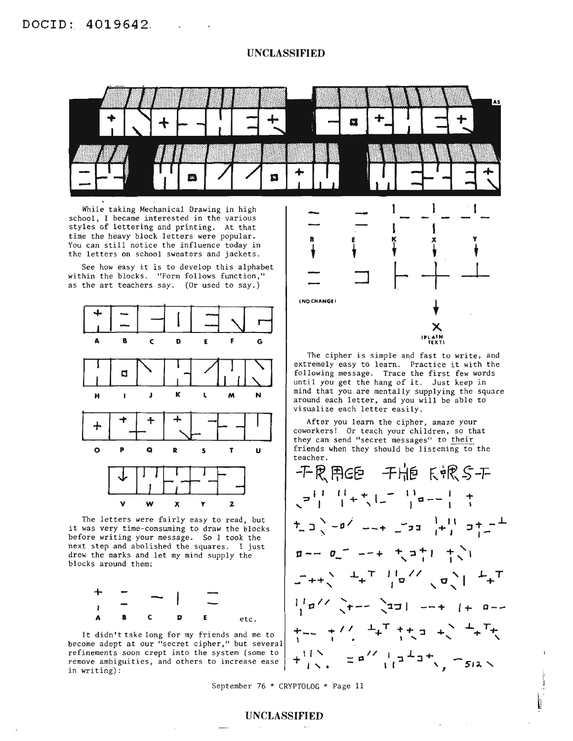# ANOTHER CATHER BY WOODROW MEYER

While taking Mechanical Drawing in high school, I became interested in the various styles of lettering and printing. At that time the heavy block letters were popular. You can still notice the influence today in the letters on school sweaters and jackets.

See how easy it is to develop this alphabet within the blocks. "Form follows function," as the art teachers say. (Or used to say.)

A B C D E F G

H I J K L M N

O P Q R S T U

V W X Y Z

The letters were fairly easy to read, but it was very time-consuming to draw the blocks before writing your message. So I took the next step and abolished the squares. I just drew the marks and let my mind supply the blocks around them:

A B C D E etc.

It didn't take long for my friends and me to become adept at our "secret cipher," but several refinements soon crept into the system (some to remove ambiguities, and others to increase ease in writing):

B E K X Y

(NO CHANGE)

X (PLAIN TEXT)

The cipher is simple and fast to write, and extremely easy to learn. Practice it with the following message. Trace the first few words until you get the hang of it. Just keep in mind that you are mentally supplying the square around each letter, and you will be able to visualize each letter easily.

After you learn the cipher, amaze your coworkers! Or teach your children, so that they can send "secret messages" to *their* friends when they should be listening to the teacher.

TRACE THE FIRST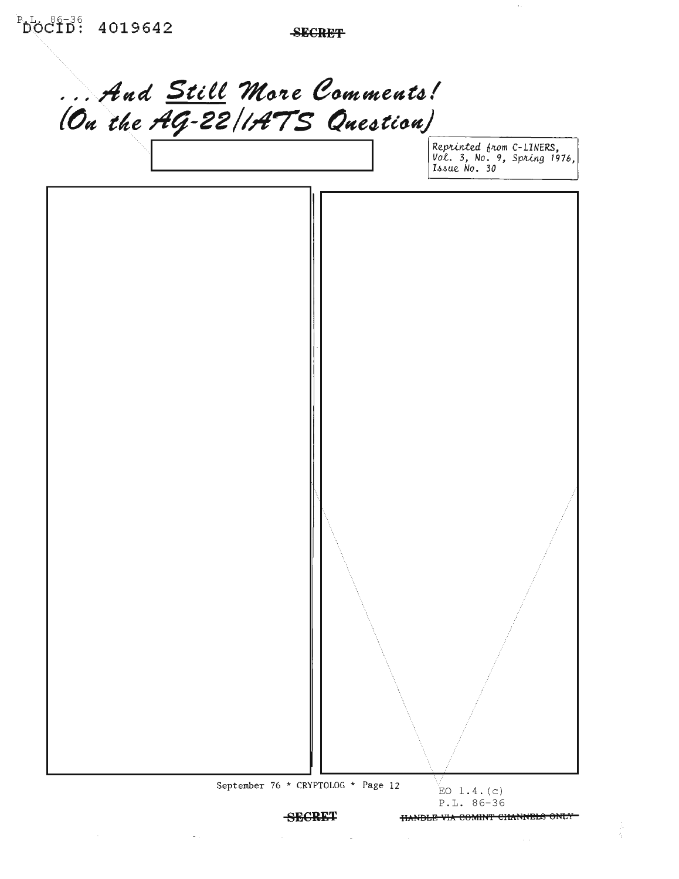# ...And Still More Comments! (On the AG-22/IATS Question)

*Reprinted from C-LINERS, Vol. 3, No. 9, Spring 1976, Issue No. 30*

EO 1.4.(c)
P.L. 86-36

HANDLE VIA COMINT CHANNELS ONLY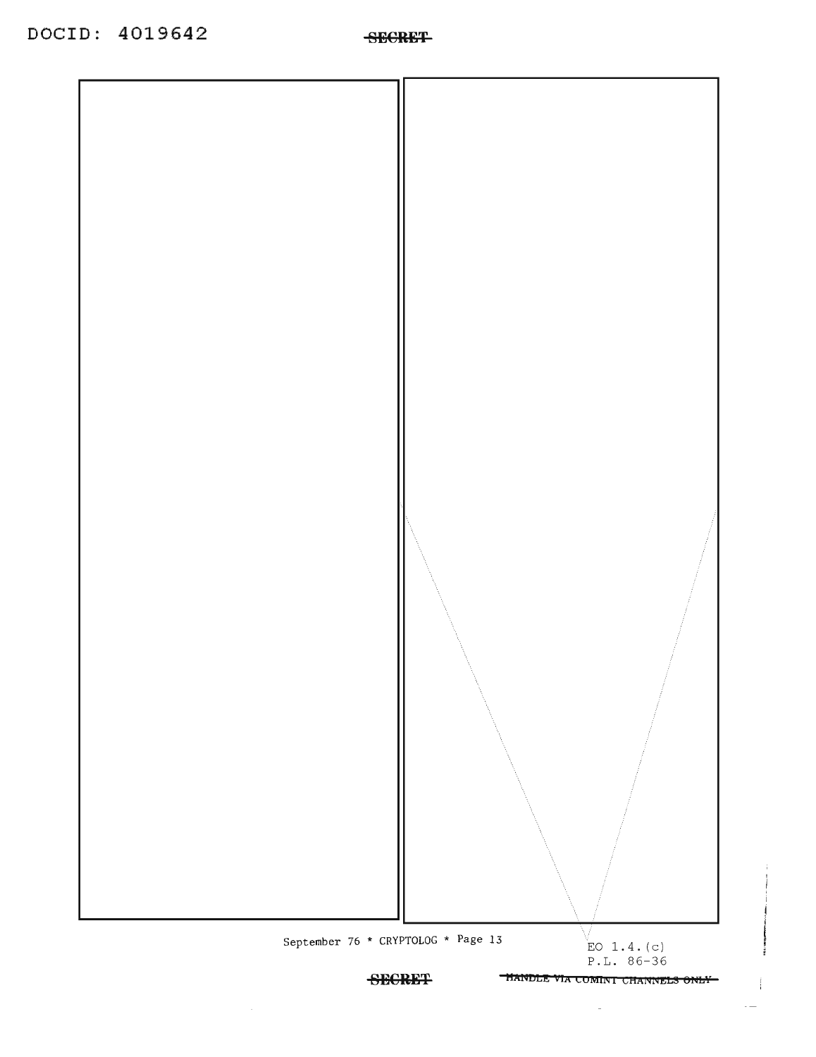SECRET

EO 1.4.(c)
P.L. 86-36

HANDLE VIA COMINT CHANNELS ONLY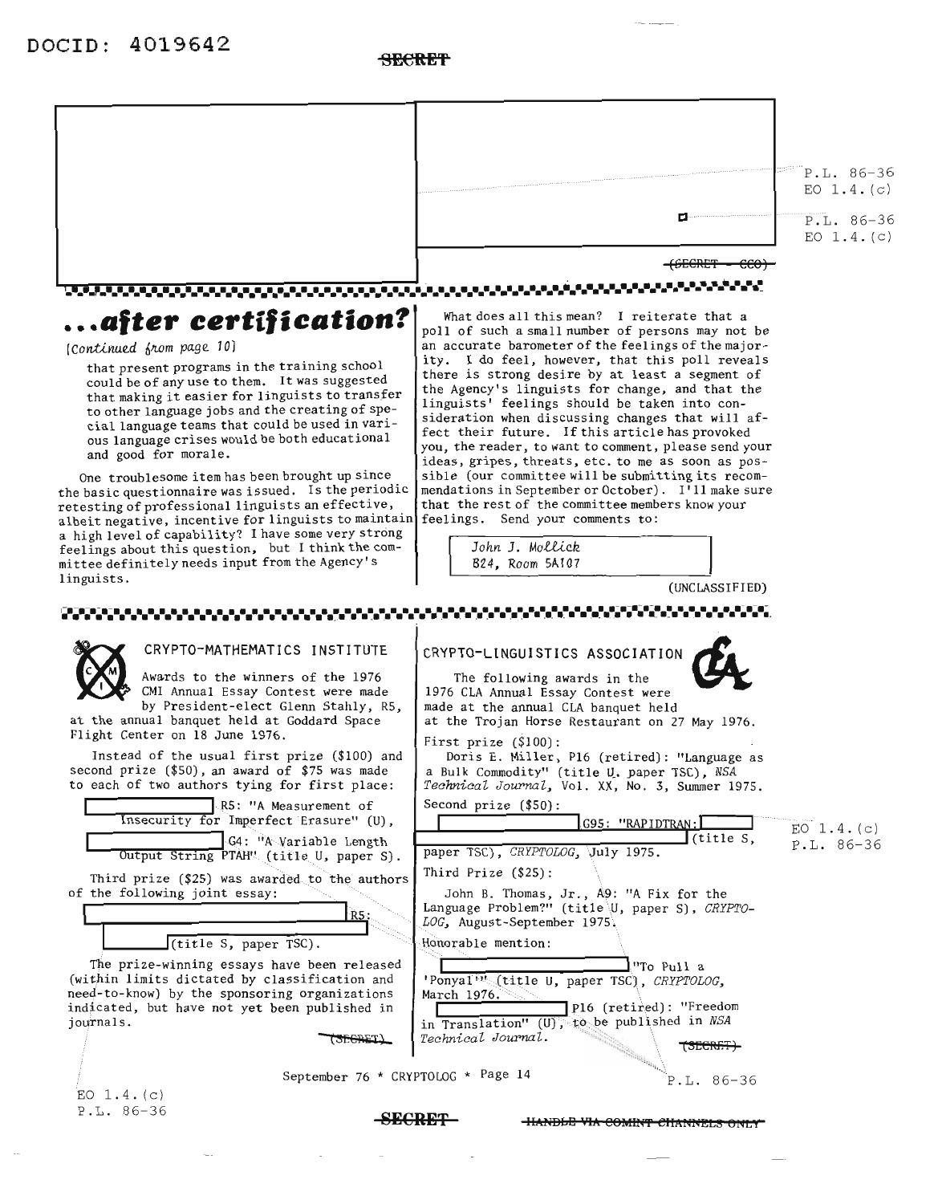P.L. 86-36
EO 1.4.(c)

P.L. 86-36
EO 1.4.(c)

~~(SECRET - CCO)~~

## ...after certification?

(*Continued from page 10*)

that present programs in the training school could be of any use to them. It was suggested that making it easier for linguists to transfer to other language jobs and the creating of special language teams that could be used in various language crises would be both educational and good for morale.

One troublesome item has been brought up since the basic questionnaire was issued. Is the periodic retesting of professional linguists an effective, albeit negative, incentive for linguists to maintain a high level of capability? I have some very strong feelings about this question, but I think the committee definitely needs input from the Agency's linguists.

What does all this mean? I reiterate that a poll of such a small number of persons may not be an accurate barometer of the feelings of the majority. I do feel, however, that this poll reveals there is strong desire by at least a segment of the Agency's linguists for change, and that the linguists' feelings should be taken into consideration when discussing changes that will affect their future. If this article has provoked you, the reader, to want to comment, please send your ideas, gripes, threats, etc. to me as soon as possible (our committee will be submitting its recommendations in September or October). I'll make sure that the rest of the committee members know your feelings. Send your comments to:

*John J. Mollick*
*B24, Room 5A107*

(UNCLASSIFIED)

### CRYPTO-MATHEMATICS INSTITUTE

Awards to the winners of the 1976 CMI Annual Essay Contest were made by President-elect Glenn Stahly, R5, at the annual banquet held at Goddard Space Flight Center on 18 June 1976.

Instead of the usual first prize ($100) and second prize ($50), an award of $75 was made to each of two authors tying for first place:

[redacted] R5: "A Measurement of Insecurity for Imperfect Erasure" (U),

[redacted] G4: "A Variable Length Output String PTAH" (title U, paper S).

Third prize ($25) was awarded to the authors of the following joint essay:

[redacted] R5: [redacted] (title S, paper TSC).

The prize-winning essays have been released (within limits dictated by classification and need-to-know) by the sponsoring organizations indicated, but have not yet been published in journals.

~~(SECRET)~~

EO 1.4.(c)
P.L. 86-36

### CRYPTO-LINGUISTICS ASSOCIATION

The following awards in the 1976 CLA Annual Essay Contest were made at the annual CLA banquet held at the Trojan Horse Restaurant on 27 May 1976.

First prize ($100):
Doris E. Miller, P16 (retired): "Language as a Bulk Commodity" (title U, paper TSC), *NSA Technical Journal*, Vol. XX, No. 3, Summer 1975.

Second prize ($50):
[redacted] G95: "RAPIDTRAN: [redacted] (title S, paper TSC), *CRYPTOLOG*, July 1975.

Third Prize ($25):
John B. Thomas, Jr., A9: "A Fix for the Language Problem?" (title U, paper S), *CRYPTOLOG*, August-September 1975.

Honorable mention:
[redacted] "To Pull a 'Ponyal'" (title U, paper TSC), *CRYPTOLOG*, March 1976.
[redacted] P16 (retired): "Freedom in Translation" (U), to be published in *NSA Technical Journal*.

~~(SECRET)~~

EO 1.4.(c)
P.L. 86-36

P.L. 86-36

~~HANDLE VIA COMINT CHANNELS ONLY~~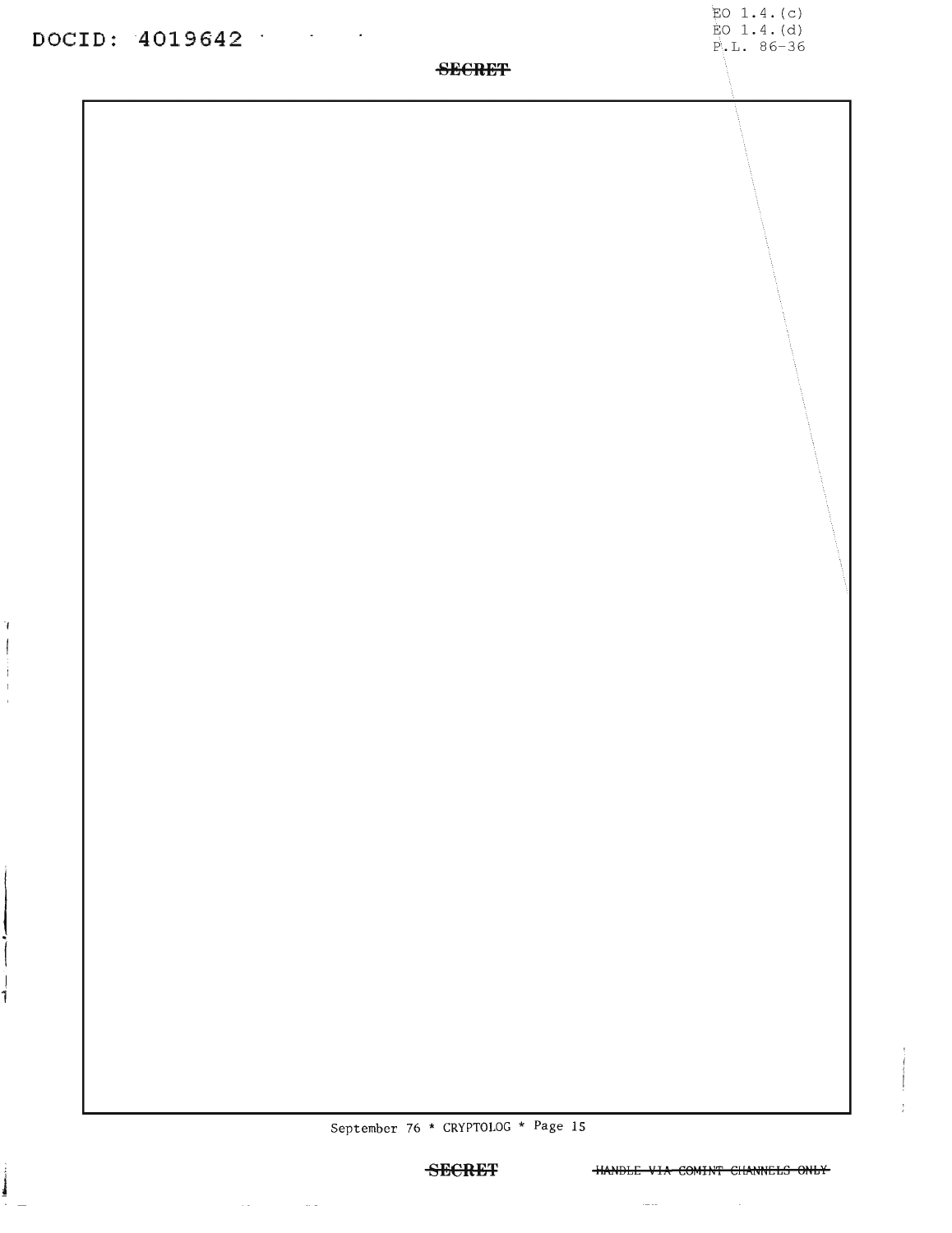EO 1.4.(c)
EO 1.4.(d)
P.L. 86-36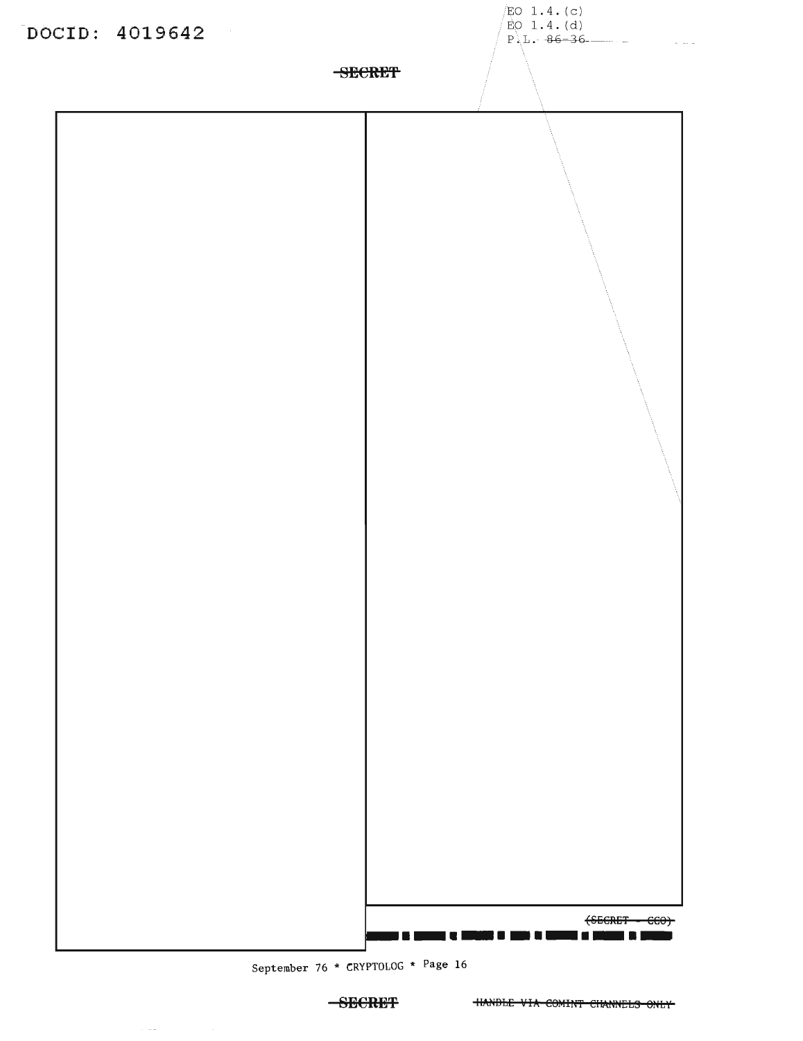DOCID: 4019642

EO 1.4.(c)
EO 1.4.(d)
P.L. 86-36

~~SECRET~~

~~(SECRET - CCO)~~

~~SECRET~~ ~~HANDLE VIA COMINT CHANNELS ONLY~~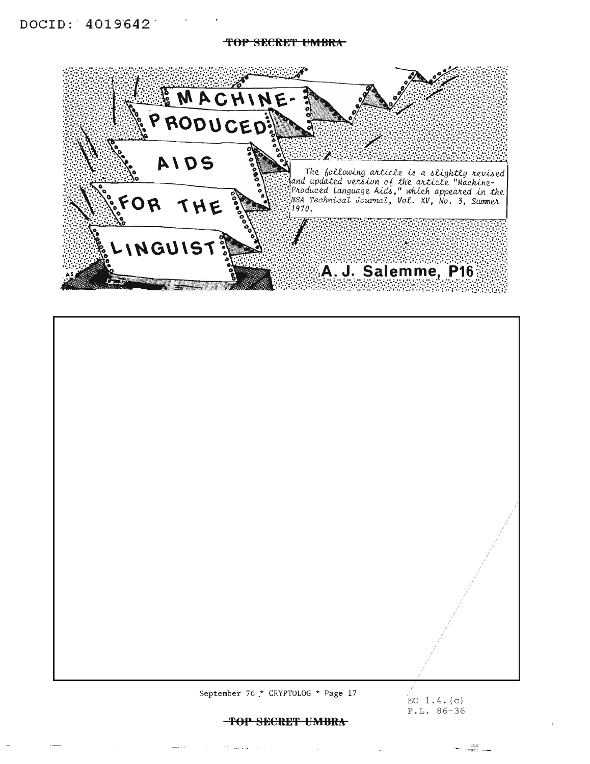# MACHINE-PRODUCED AIDS FOR THE LINGUIST

*The following article is a slightly revised and updated version of the article "Machine-Produced Language Aids," which appeared in the NSA Technical Journal, Vol. XV, No. 3, Summer 1970.*

**A. J. Salemme, P16**

EO 1.4.(c)
P.L. 86-36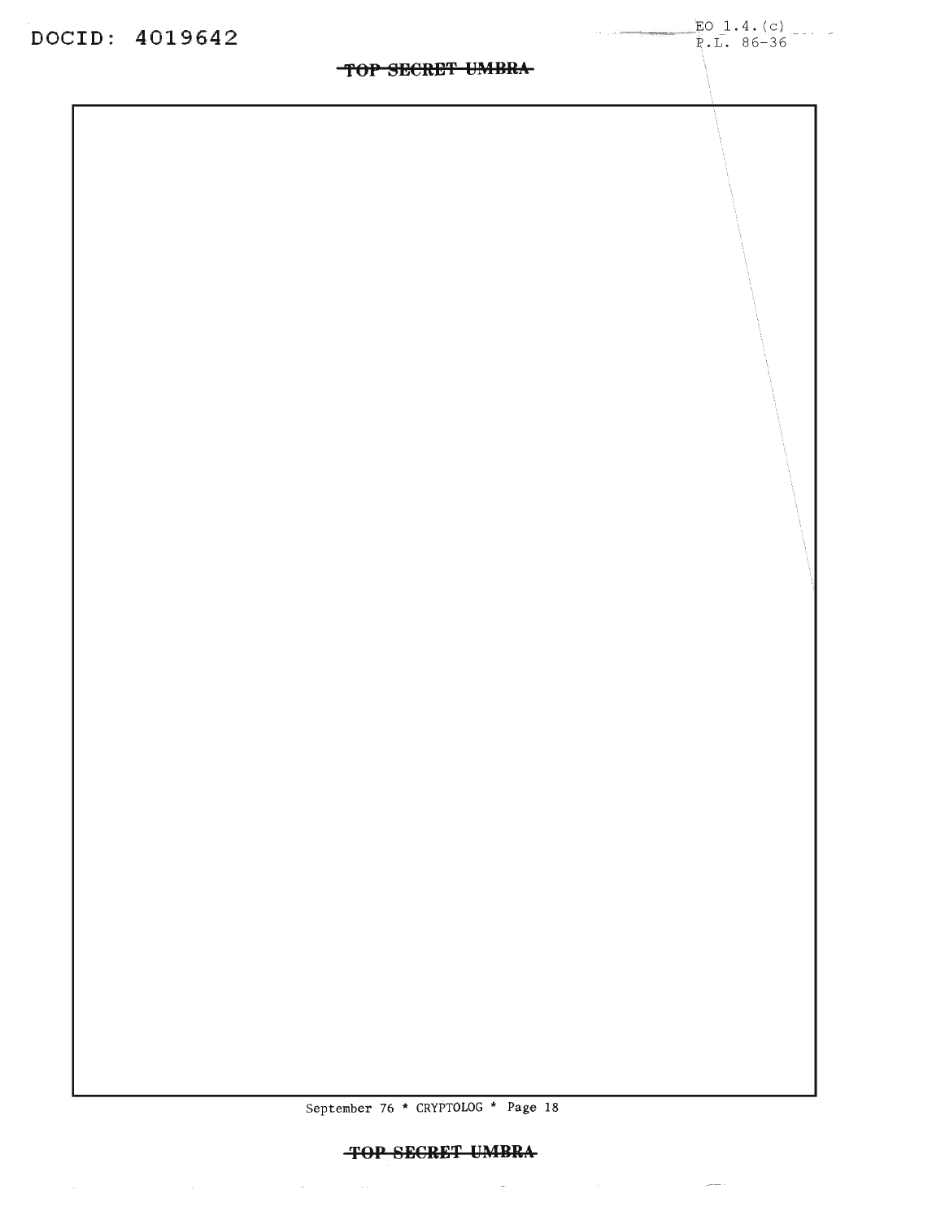EO 1.4.(c)
P.L. 86-36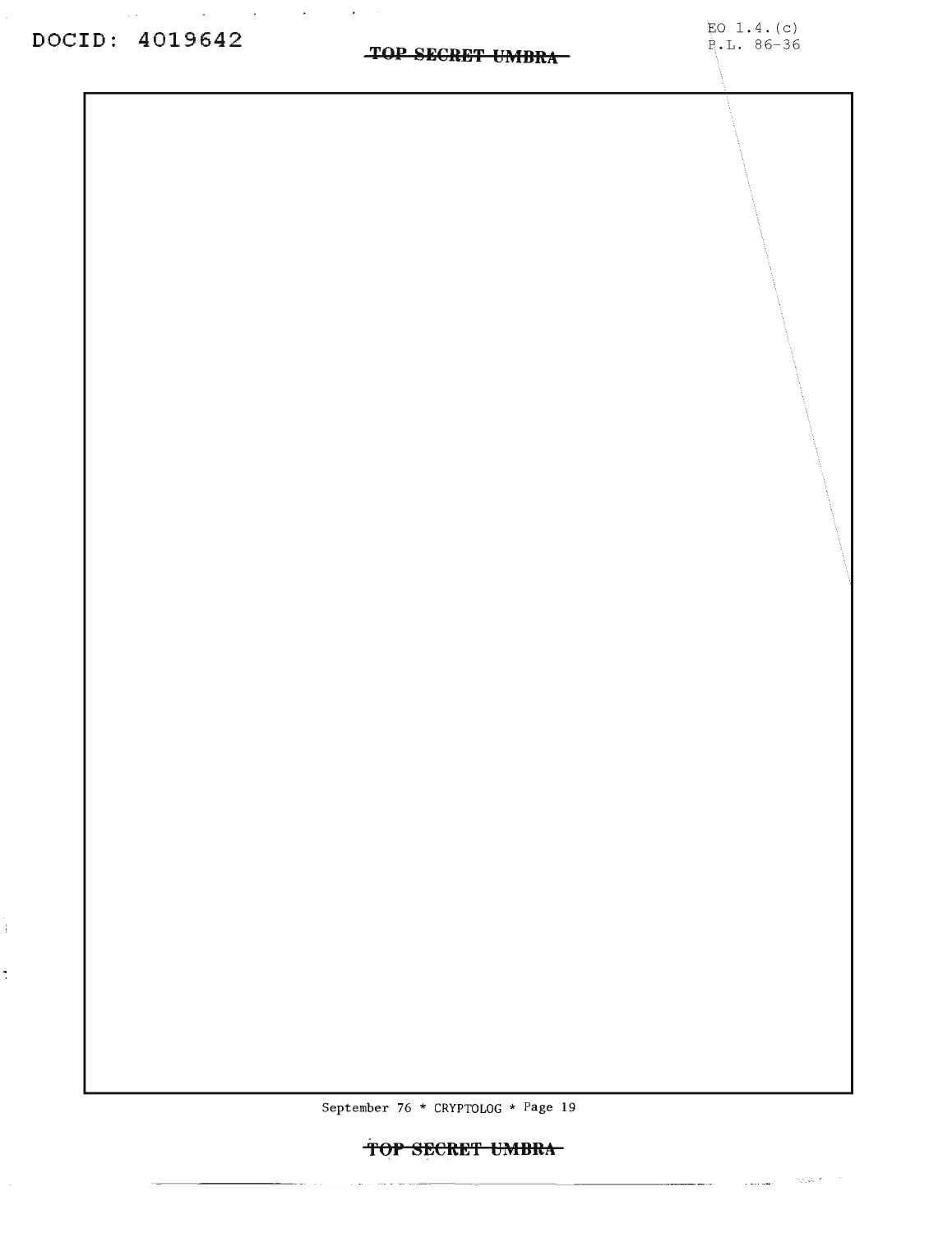EO 1.4.(c)
P.L. 86-36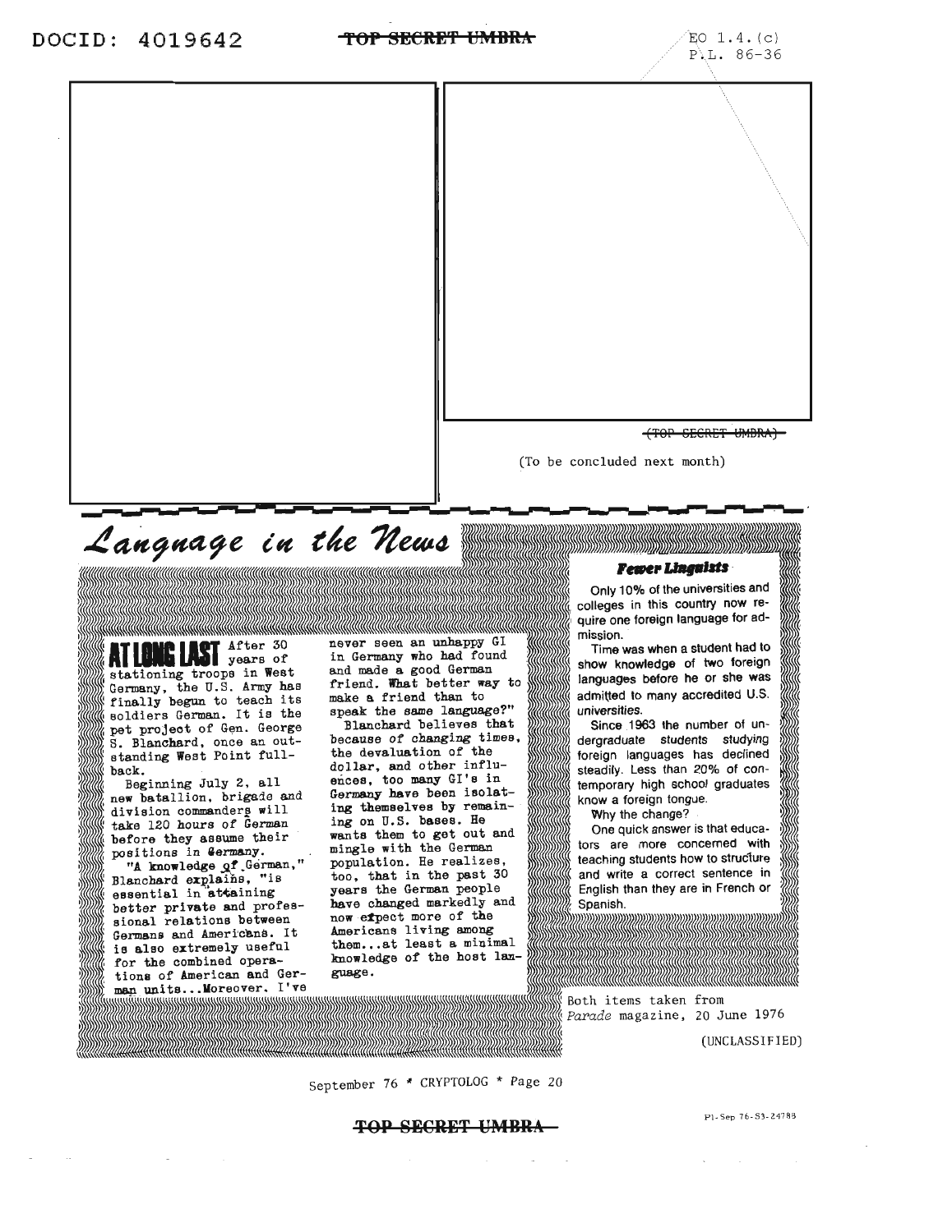DOCID: 4019642

EO 1.4.(c)
P.L. 86-36

~~(TOP SECRET UMBRA)~~

(To be concluded next month)

# *Language in the News*

**AT LONG LAST** After 30 years of stationing troops in West Germany, the U.S. Army has finally begun to teach its soldiers German. It is the pet project of Gen. George S. Blanchard, once an outstanding West Point fullback.

Beginning July 2, all new batallion, brigade and division commanders will take 120 hours of German before they assume their positions in Germany.

"A knowledge of German," Blanchard explains, "is essential in attaining better private and professional relations between Germans and Americans. It is also extremely useful for the combined operations of American and German units...Moreover, I've never seen an unhappy GI in Germany who had found and made a good German friend. What better way to make a friend than to speak the same language?"

Blanchard believes that because of changing times, the devaluation of the dollar, and other influences, too many GI's in Germany have been isolating themselves by remaining on U.S. bases. He wants them to get out and mingle with the German population. He realizes, too, that in the past 30 years the German people have changed markedly and now expect more of the Americans living among them...at least a minimal knowledge of the host language.

### *Fewer Linguists*

Only 10% of the universities and colleges in this country now require one foreign language for admission.

Time was when a student had to show knowledge of two foreign languages before he or she was admitted to many accredited U.S. universities.

Since 1963 the number of undergraduate students studying foreign languages has declined steadily. Less than 20% of contemporary high school graduates know a foreign tongue.

Why the change?

One quick answer is that educators are more concerned with teaching students how to structure and write a correct sentence in English than they are in French or Spanish.

Both items taken from *Parade* magazine, 20 June 1976

(UNCLASSIFIED)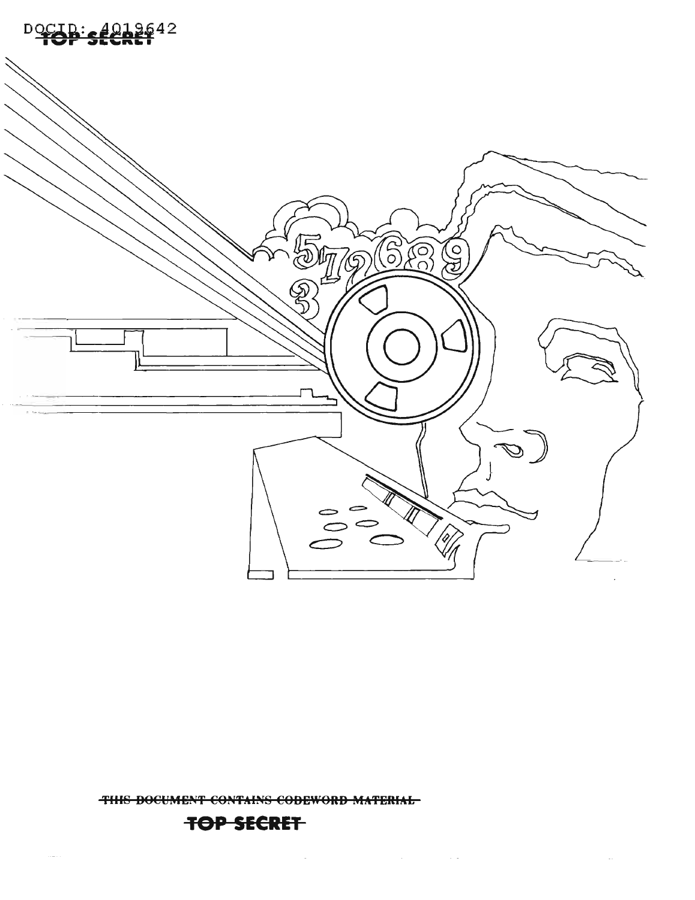~~THIS DOCUMENT CONTAINS CODEWORD MATERIAL~~

~~TOP SECRET~~